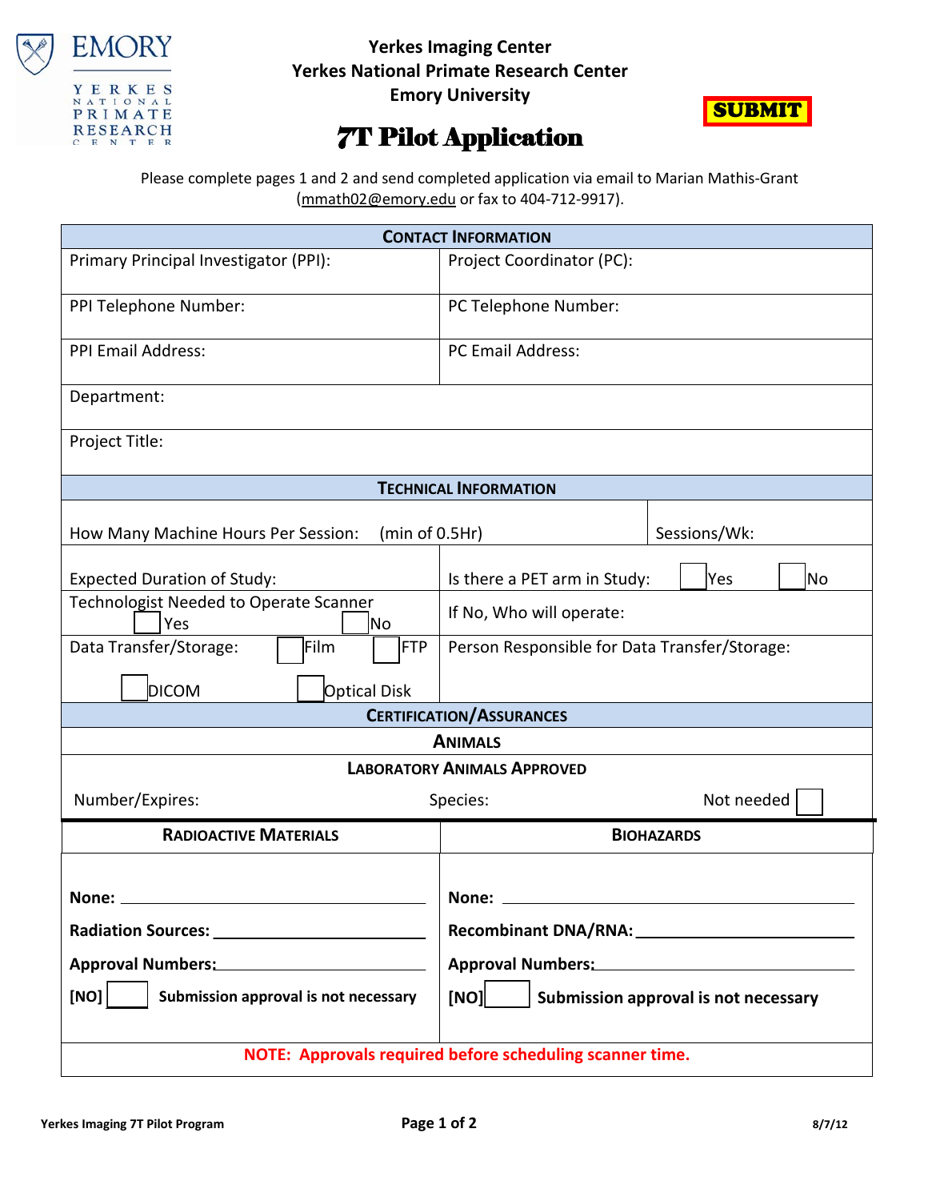Yerkes Imaging Center
Yerkes National Primate Research Center
Emory University

**SUBMIT**

# 7T Pilot Application

Please complete pages 1 and 2 and send completed application via email to Marian Mathis-Grant (mmath02@emory.edu or fax to 404-712-9917).

| **CONTACT INFORMATION** | |
|---|---|
| Primary Principal Investigator (PPI): | Project Coordinator (PC): |
| PPI Telephone Number: | PC Telephone Number: |
| PPI Email Address: | PC Email Address: |
| Department: | |
| Project Title: | |

| **TECHNICAL INFORMATION** | |
|---|---|
| How Many Machine Hours Per Session: (min of 0.5Hr) | Sessions/Wk: |
| Expected Duration of Study: | Is there a PET arm in Study: ☐ Yes ☐ No |
| Technologist Needed to Operate Scanner ☐ Yes ☐ No | If No, Who will operate: |
| Data Transfer/Storage: ☐ Film ☐ FTP ☐ DICOM ☐ Optical Disk | Person Responsible for Data Transfer/Storage: |

**CERTIFICATION/ASSURANCES**

**ANIMALS**

**LABORATORY ANIMALS APPROVED**

Number/Expires: Species: Not needed ☐

| **RADIOACTIVE MATERIALS** | **BIOHAZARDS** |
|---|---|
| **None:** ____________ | **None:** ____________ |
| **Radiation Sources:** ____________ | **Recombinant DNA/RNA:** ____________ |
| **Approval Numbers:** ____________ | **Approval Numbers:** ____________ |
| **[NO]** ☐ **Submission approval is not necessary** | **[NO]** ☐ **Submission approval is not necessary** |

**NOTE: Approvals required before scheduling scanner time.**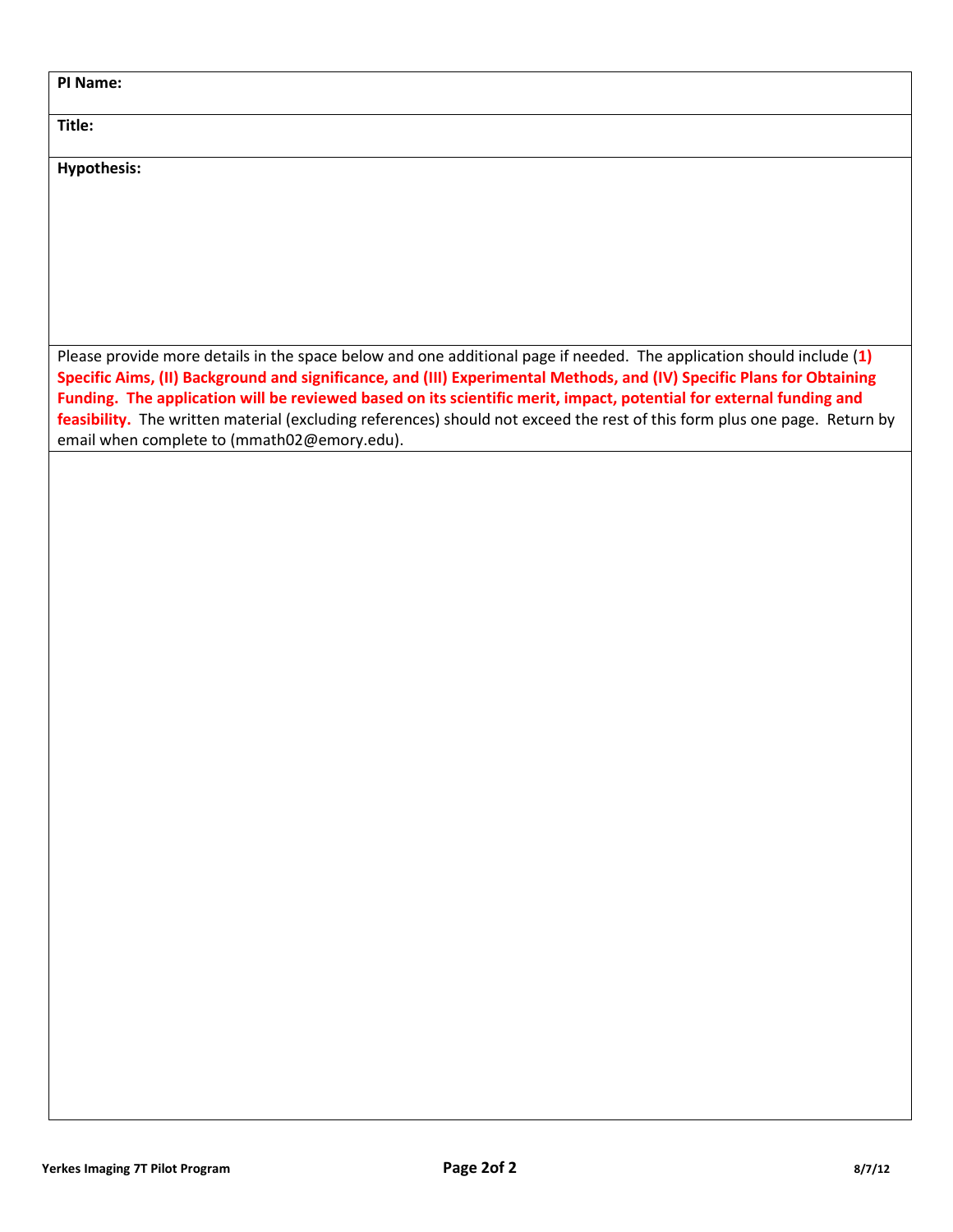| |
|---|
| **PI Name:** |
| **Title:** |
| **Hypothesis:** |
| Please provide more details in the space below and one additional page if needed. The application should include (**1) Specific Aims, (II) Background and significance, and (III) Experimental Methods, and (IV) Specific Plans for Obtaining Funding. The application will be reviewed based on its scientific merit, impact, potential for external funding and feasibility.** The written material (excluding references) should not exceed the rest of this form plus one page. Return by email when complete to (mmath02@emory.edu). |
| |